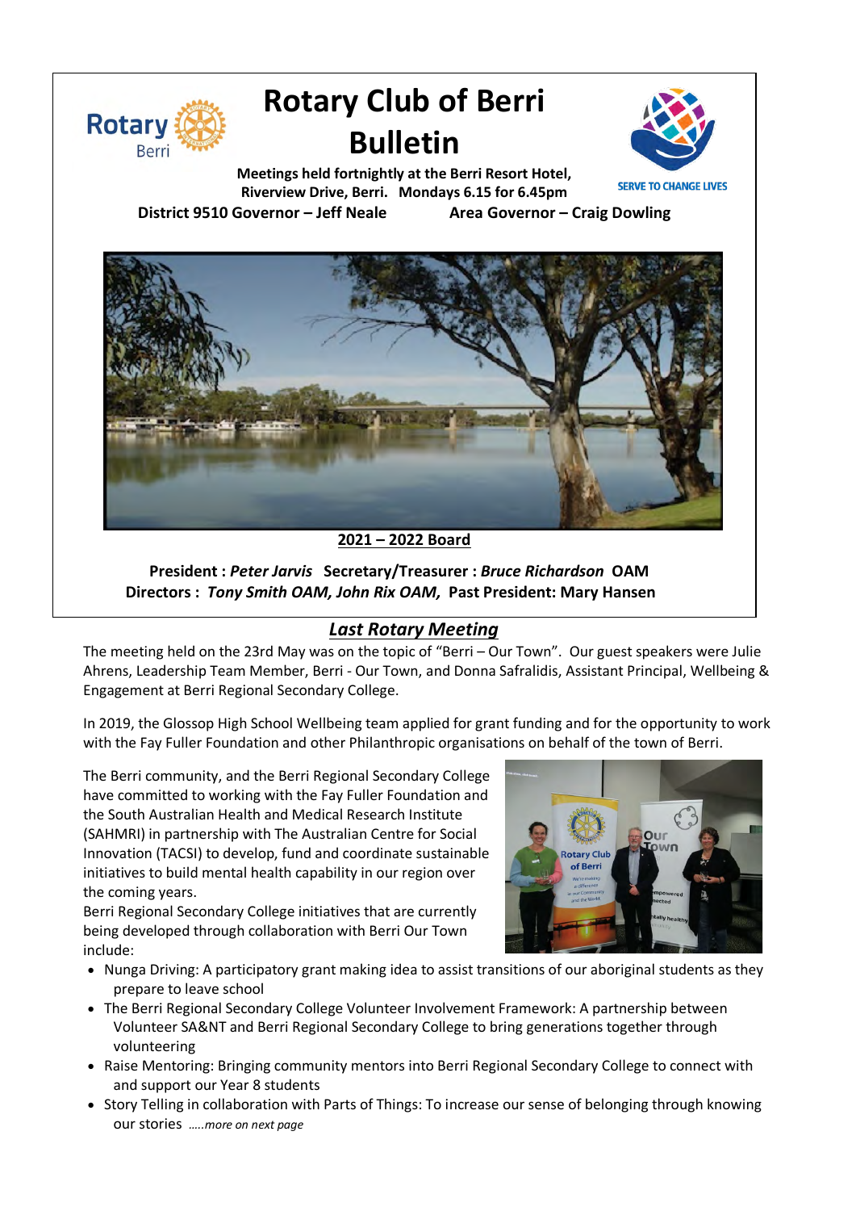# Rotary Club of Berri Bulletin

**Meetings held fortnightly at the Berri Resort Hotel, Riverview Drive, Berri. Mondays 6.15 for 6.45pm**

SERVE TO CHANGE LIVES

**District 9510 Governor – Jeff Neale** **Area Governor – Craig Dowling**

## 2021 – 2022 Board

**President :** ***Peter Jarvis*** **Secretary/Treasurer :** ***Bruce Richardson*** **OAM**

**Directors :** ***Tony Smith OAM, John Rix OAM,*** **Past President: Mary Hansen**

## *Last Rotary Meeting*

The meeting held on the 23rd May was on the topic of "Berri – Our Town". Our guest speakers were Julie Ahrens, Leadership Team Member, Berri - Our Town, and Donna Safralidis, Assistant Principal, Wellbeing & Engagement at Berri Regional Secondary College.

In 2019, the Glossop High School Wellbeing team applied for grant funding and for the opportunity to work with the Fay Fuller Foundation and other Philanthropic organisations on behalf of the town of Berri.

The Berri community, and the Berri Regional Secondary College have committed to working with the Fay Fuller Foundation and the South Australian Health and Medical Research Institute (SAHMRI) in partnership with The Australian Centre for Social Innovation (TACSI) to develop, fund and coordinate sustainable initiatives to build mental health capability in our region over the coming years.

Berri Regional Secondary College initiatives that are currently being developed through collaboration with Berri Our Town include:

- Nunga Driving: A participatory grant making idea to assist transitions of our aboriginal students as they prepare to leave school
- The Berri Regional Secondary College Volunteer Involvement Framework: A partnership between Volunteer SA&NT and Berri Regional Secondary College to bring generations together through volunteering
- Raise Mentoring: Bringing community mentors into Berri Regional Secondary College to connect with and support our Year 8 students
- Story Telling in collaboration with Parts of Things: To increase our sense of belonging through knowing our stories *…..more on next page*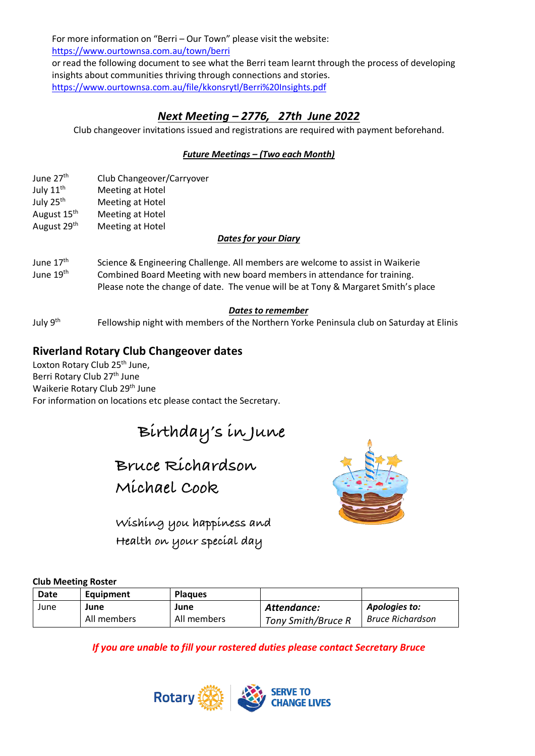For more information on "Berri – Our Town" please visit the website:
https://www.ourtownsa.com.au/town/berri
or read the following document to see what the Berri team learnt through the process of developing insights about communities thriving through connections and stories.
https://www.ourtownsa.com.au/file/kkonsrytl/Berri%20Insights.pdf

## *Next Meeting – 2776, 27th June 2022*

Club changeover invitations issued and registrations are required with payment beforehand.

### *Future Meetings – (Two each Month)*

| | |
|---|---|
| June 27th | Club Changeover/Carryover |
| July 11th | Meeting at Hotel |
| July 25th | Meeting at Hotel |
| August 15th | Meeting at Hotel |
| August 29th | Meeting at Hotel |

### *Dates for your Diary*

| | |
|---|---|
| June 17th | Science & Engineering Challenge. All members are welcome to assist in Waikerie |
| June 19th | Combined Board Meeting with new board members in attendance for training. Please note the change of date. The venue will be at Tony & Margaret Smith's place |

### *Dates to remember*

| | |
|---|---|
| July 9th | Fellowship night with members of the Northern Yorke Peninsula club on Saturday at Elinis |

## Riverland Rotary Club Changeover dates

Loxton Rotary Club 25th June,
Berri Rotary Club 27th June
Waikerie Rotary Club 29th June
For information on locations etc please contact the Secretary.

## Birthday's in June

Bruce Richardson
Michael Cook

Wishing you happiness and
Health on your special day

**Club Meeting Roster**

| Date | Equipment | Plaques | | |
|---|---|---|---|---|
| June | **June**<br>All members | **June**<br>All members | ***Attendance:***<br>*Tony Smith/Bruce R* | ***Apologies to:***<br>*Bruce Richardson* |

***If you are unable to fill your rostered duties please contact Secretary Bruce***

Rotary SERVE TO CHANGE LIVES